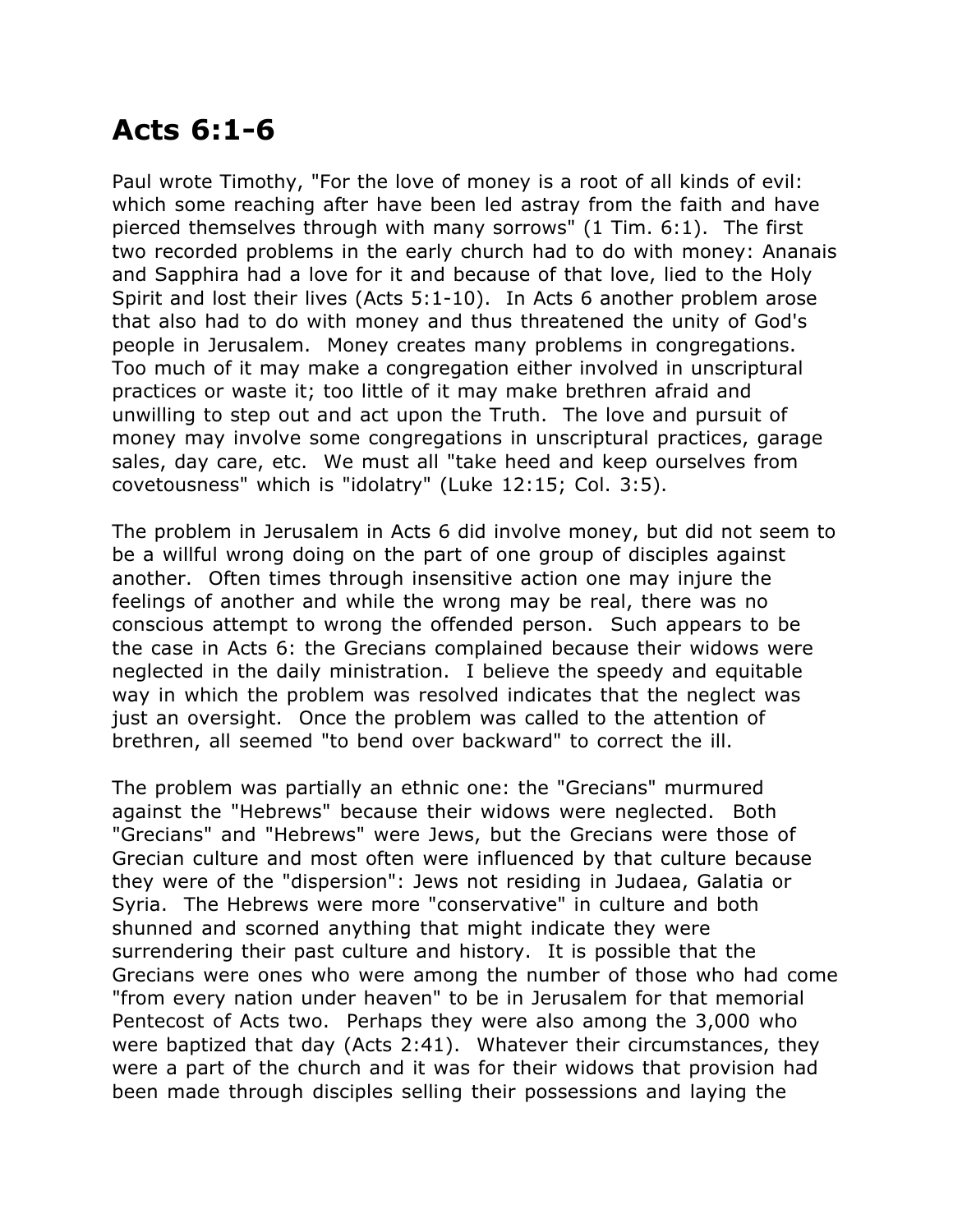# Acts 6:1-6

Paul wrote Timothy, "For the love of money is a root of all kinds of evil: which some reaching after have been led astray from the faith and have pierced themselves through with many sorrows" (1 Tim. 6:1). The first two recorded problems in the early church had to do with money: Ananais and Sapphira had a love for it and because of that love, lied to the Holy Spirit and lost their lives (Acts 5:1-10). In Acts 6 another problem arose that also had to do with money and thus threatened the unity of God's people in Jerusalem. Money creates many problems in congregations. Too much of it may make a congregation either involved in unscriptural practices or waste it; too little of it may make brethren afraid and unwilling to step out and act upon the Truth. The love and pursuit of money may involve some congregations in unscriptural practices, garage sales, day care, etc. We must all "take heed and keep ourselves from covetousness" which is "idolatry" (Luke 12:15; Col. 3:5).

The problem in Jerusalem in Acts 6 did involve money, but did not seem to be a willful wrong doing on the part of one group of disciples against another. Often times through insensitive action one may injure the feelings of another and while the wrong may be real, there was no conscious attempt to wrong the offended person. Such appears to be the case in Acts 6: the Grecians complained because their widows were neglected in the daily ministration. I believe the speedy and equitable way in which the problem was resolved indicates that the neglect was just an oversight. Once the problem was called to the attention of brethren, all seemed "to bend over backward" to correct the ill.

The problem was partially an ethnic one: the "Grecians" murmured against the "Hebrews" because their widows were neglected. Both "Grecians" and "Hebrews" were Jews, but the Grecians were those of Grecian culture and most often were influenced by that culture because they were of the "dispersion": Jews not residing in Judaea, Galatia or Syria. The Hebrews were more "conservative" in culture and both shunned and scorned anything that might indicate they were surrendering their past culture and history. It is possible that the Grecians were ones who were among the number of those who had come "from every nation under heaven" to be in Jerusalem for that memorial Pentecost of Acts two. Perhaps they were also among the 3,000 who were baptized that day (Acts 2:41). Whatever their circumstances, they were a part of the church and it was for their widows that provision had been made through disciples selling their possessions and laying the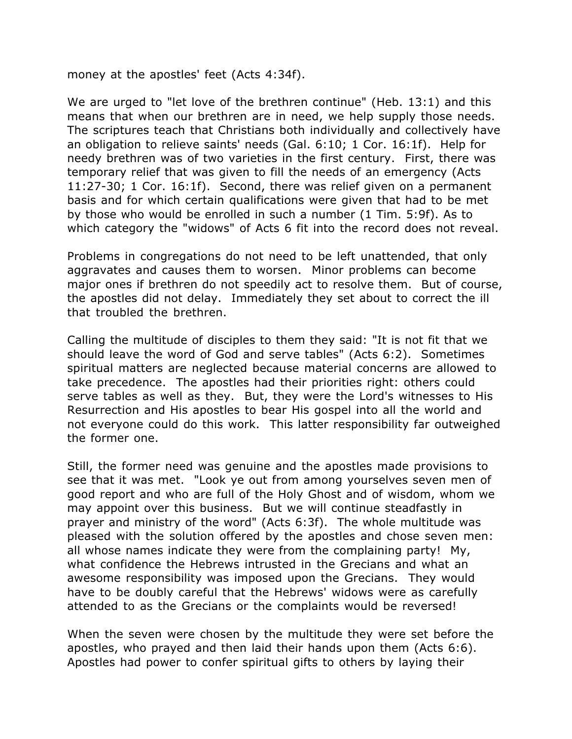money at the apostles' feet (Acts 4:34f).

We are urged to "let love of the brethren continue" (Heb. 13:1) and this means that when our brethren are in need, we help supply those needs. The scriptures teach that Christians both individually and collectively have an obligation to relieve saints' needs (Gal. 6:10; 1 Cor. 16:1f). Help for needy brethren was of two varieties in the first century. First, there was temporary relief that was given to fill the needs of an emergency (Acts 11:27-30; 1 Cor. 16:1f). Second, there was relief given on a permanent basis and for which certain qualifications were given that had to be met by those who would be enrolled in such a number (1 Tim. 5:9f). As to which category the "widows" of Acts 6 fit into the record does not reveal.

Problems in congregations do not need to be left unattended, that only aggravates and causes them to worsen. Minor problems can become major ones if brethren do not speedily act to resolve them. But of course, the apostles did not delay. Immediately they set about to correct the ill that troubled the brethren.

Calling the multitude of disciples to them they said: "It is not fit that we should leave the word of God and serve tables" (Acts 6:2). Sometimes spiritual matters are neglected because material concerns are allowed to take precedence. The apostles had their priorities right: others could serve tables as well as they. But, they were the Lord's witnesses to His Resurrection and His apostles to bear His gospel into all the world and not everyone could do this work. This latter responsibility far outweighed the former one.

Still, the former need was genuine and the apostles made provisions to see that it was met. "Look ye out from among yourselves seven men of good report and who are full of the Holy Ghost and of wisdom, whom we may appoint over this business. But we will continue steadfastly in prayer and ministry of the word" (Acts 6:3f). The whole multitude was pleased with the solution offered by the apostles and chose seven men: all whose names indicate they were from the complaining party! My, what confidence the Hebrews intrusted in the Grecians and what an awesome responsibility was imposed upon the Grecians. They would have to be doubly careful that the Hebrews' widows were as carefully attended to as the Grecians or the complaints would be reversed!

When the seven were chosen by the multitude they were set before the apostles, who prayed and then laid their hands upon them (Acts 6:6). Apostles had power to confer spiritual gifts to others by laying their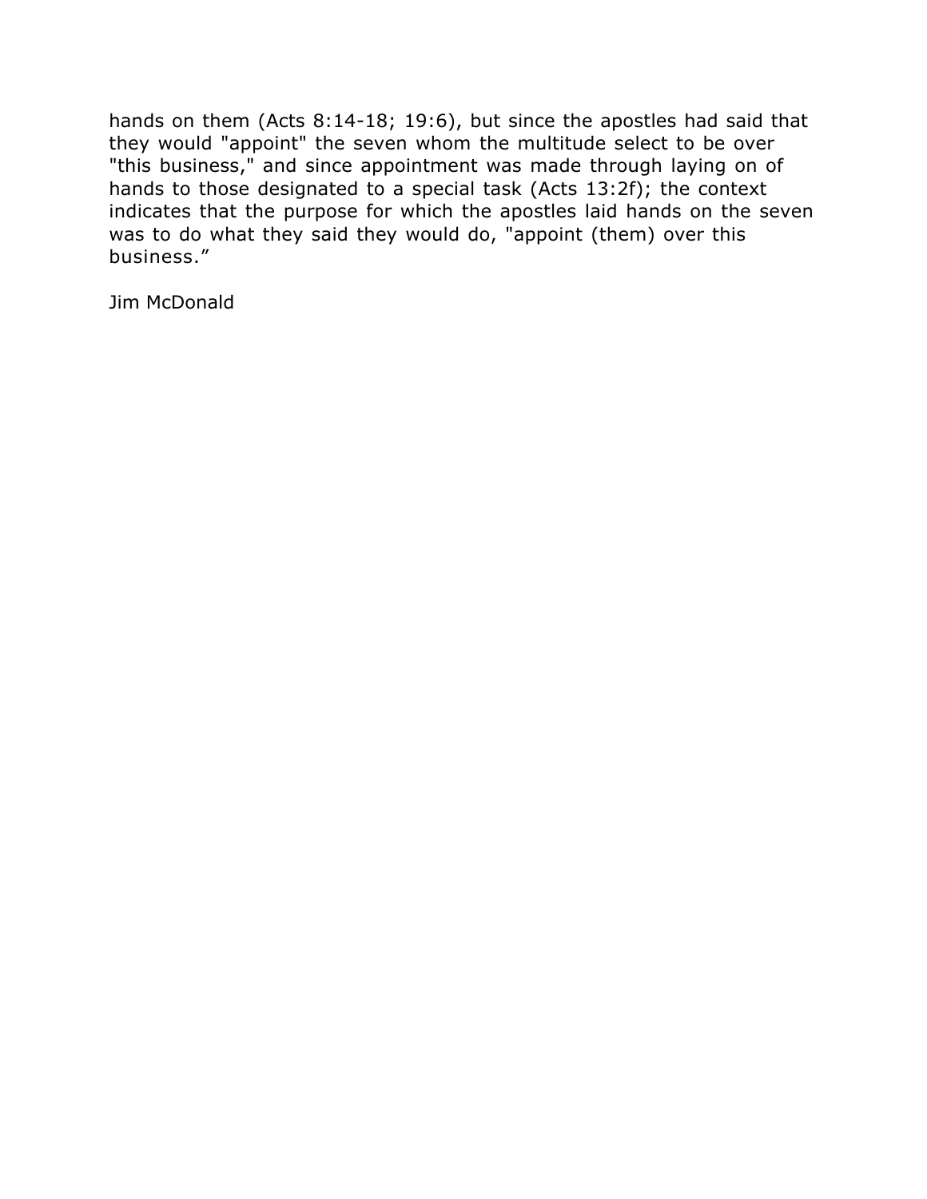hands on them (Acts 8:14-18; 19:6), but since the apostles had said that they would "appoint" the seven whom the multitude select to be over "this business," and since appointment was made through laying on of hands to those designated to a special task (Acts 13:2f); the context indicates that the purpose for which the apostles laid hands on the seven was to do what they said they would do, "appoint (them) over this business."

Jim McDonald